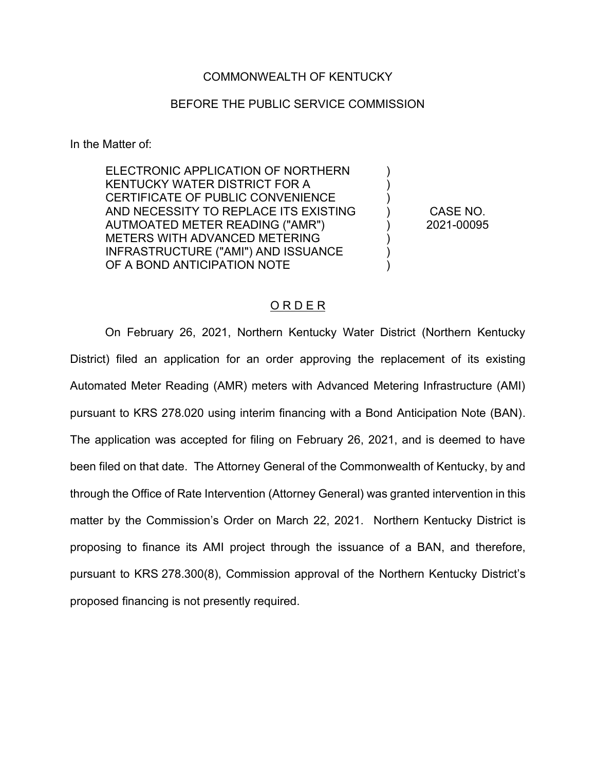COMMONWEALTH OF KENTUCKY

BEFORE THE PUBLIC SERVICE COMMISSION

In the Matter of:

| | | |
|---|---|---|
| ELECTRONIC APPLICATION OF NORTHERN KENTUCKY WATER DISTRICT FOR A CERTIFICATE OF PUBLIC CONVENIENCE AND NECESSITY TO REPLACE ITS EXISTING AUTMOATED METER READING ("AMR") METERS WITH ADVANCED METERING INFRASTRUCTURE ("AMI") AND ISSUANCE OF A BOND ANTICIPATION NOTE | ) | CASE NO. 2021-00095 |

## O R D E R

On February 26, 2021, Northern Kentucky Water District (Northern Kentucky District) filed an application for an order approving the replacement of its existing Automated Meter Reading (AMR) meters with Advanced Metering Infrastructure (AMI) pursuant to KRS 278.020 using interim financing with a Bond Anticipation Note (BAN). The application was accepted for filing on February 26, 2021, and is deemed to have been filed on that date. The Attorney General of the Commonwealth of Kentucky, by and through the Office of Rate Intervention (Attorney General) was granted intervention in this matter by the Commission's Order on March 22, 2021. Northern Kentucky District is proposing to finance its AMI project through the issuance of a BAN, and therefore, pursuant to KRS 278.300(8), Commission approval of the Northern Kentucky District's proposed financing is not presently required.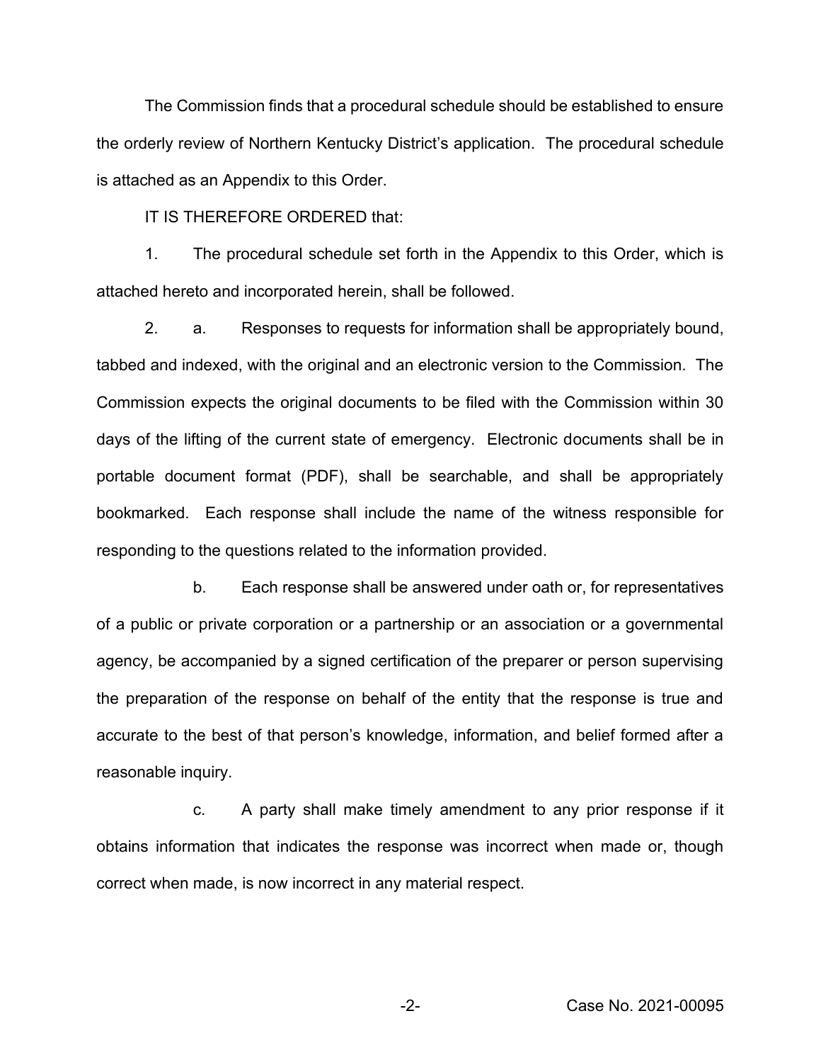The Commission finds that a procedural schedule should be established to ensure the orderly review of Northern Kentucky District's application. The procedural schedule is attached as an Appendix to this Order.

IT IS THEREFORE ORDERED that:

1. The procedural schedule set forth in the Appendix to this Order, which is attached hereto and incorporated herein, shall be followed.

2. a. Responses to requests for information shall be appropriately bound, tabbed and indexed, with the original and an electronic version to the Commission. The Commission expects the original documents to be filed with the Commission within 30 days of the lifting of the current state of emergency. Electronic documents shall be in portable document format (PDF), shall be searchable, and shall be appropriately bookmarked. Each response shall include the name of the witness responsible for responding to the questions related to the information provided.

b. Each response shall be answered under oath or, for representatives of a public or private corporation or a partnership or an association or a governmental agency, be accompanied by a signed certification of the preparer or person supervising the preparation of the response on behalf of the entity that the response is true and accurate to the best of that person's knowledge, information, and belief formed after a reasonable inquiry.

c. A party shall make timely amendment to any prior response if it obtains information that indicates the response was incorrect when made or, though correct when made, is now incorrect in any material respect.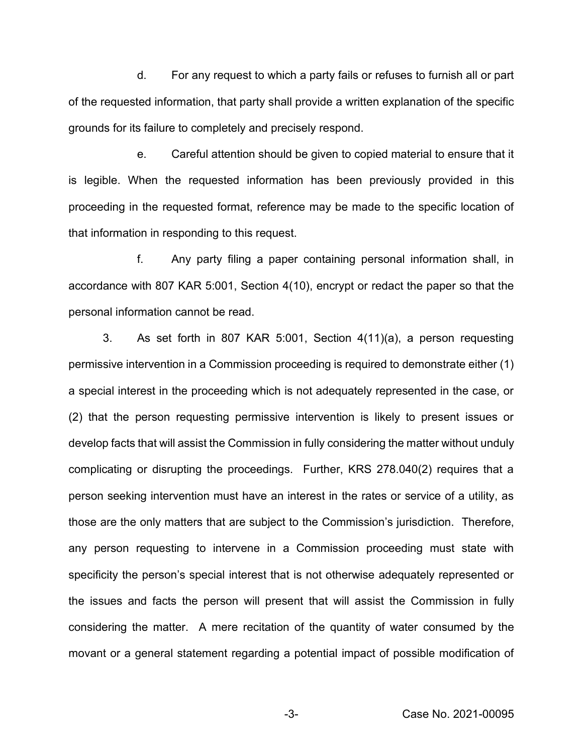d. For any request to which a party fails or refuses to furnish all or part of the requested information, that party shall provide a written explanation of the specific grounds for its failure to completely and precisely respond.

e. Careful attention should be given to copied material to ensure that it is legible. When the requested information has been previously provided in this proceeding in the requested format, reference may be made to the specific location of that information in responding to this request.

f. Any party filing a paper containing personal information shall, in accordance with 807 KAR 5:001, Section 4(10), encrypt or redact the paper so that the personal information cannot be read.

3. As set forth in 807 KAR 5:001, Section 4(11)(a), a person requesting permissive intervention in a Commission proceeding is required to demonstrate either (1) a special interest in the proceeding which is not adequately represented in the case, or (2) that the person requesting permissive intervention is likely to present issues or develop facts that will assist the Commission in fully considering the matter without unduly complicating or disrupting the proceedings. Further, KRS 278.040(2) requires that a person seeking intervention must have an interest in the rates or service of a utility, as those are the only matters that are subject to the Commission's jurisdiction. Therefore, any person requesting to intervene in a Commission proceeding must state with specificity the person's special interest that is not otherwise adequately represented or the issues and facts the person will present that will assist the Commission in fully considering the matter. A mere recitation of the quantity of water consumed by the movant or a general statement regarding a potential impact of possible modification of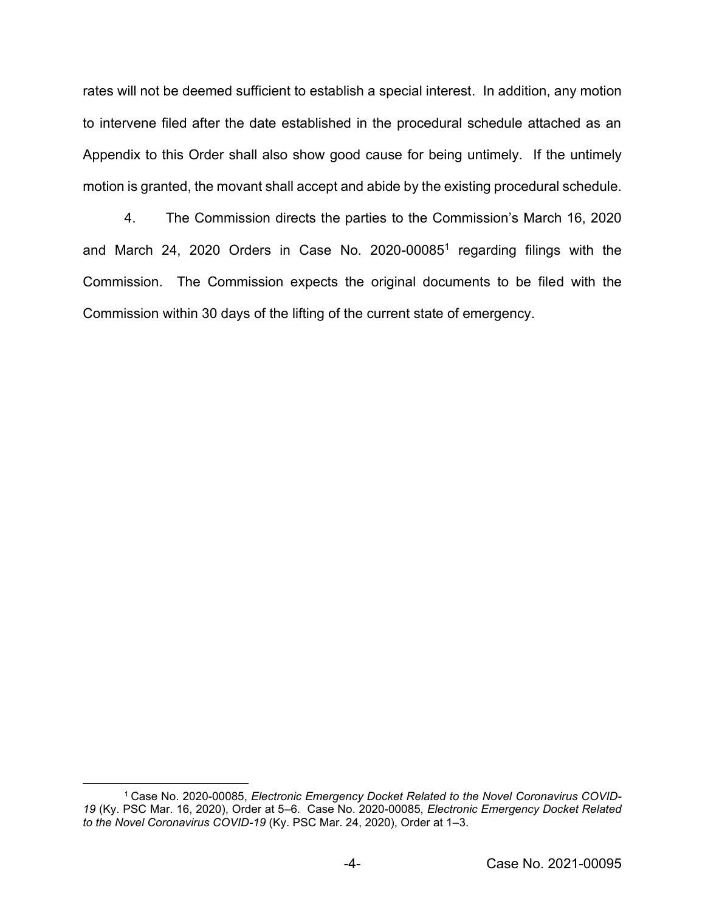rates will not be deemed sufficient to establish a special interest. In addition, any motion to intervene filed after the date established in the procedural schedule attached as an Appendix to this Order shall also show good cause for being untimely. If the untimely motion is granted, the movant shall accept and abide by the existing procedural schedule.

4. The Commission directs the parties to the Commission's March 16, 2020 and March 24, 2020 Orders in Case No. 2020-00085[1] regarding filings with the Commission. The Commission expects the original documents to be filed with the Commission within 30 days of the lifting of the current state of emergency.

---

[1] Case No. 2020-00085, *Electronic Emergency Docket Related to the Novel Coronavirus COVID-19* (Ky. PSC Mar. 16, 2020), Order at 5–6. Case No. 2020-00085, *Electronic Emergency Docket Related to the Novel Coronavirus COVID-19* (Ky. PSC Mar. 24, 2020), Order at 1–3.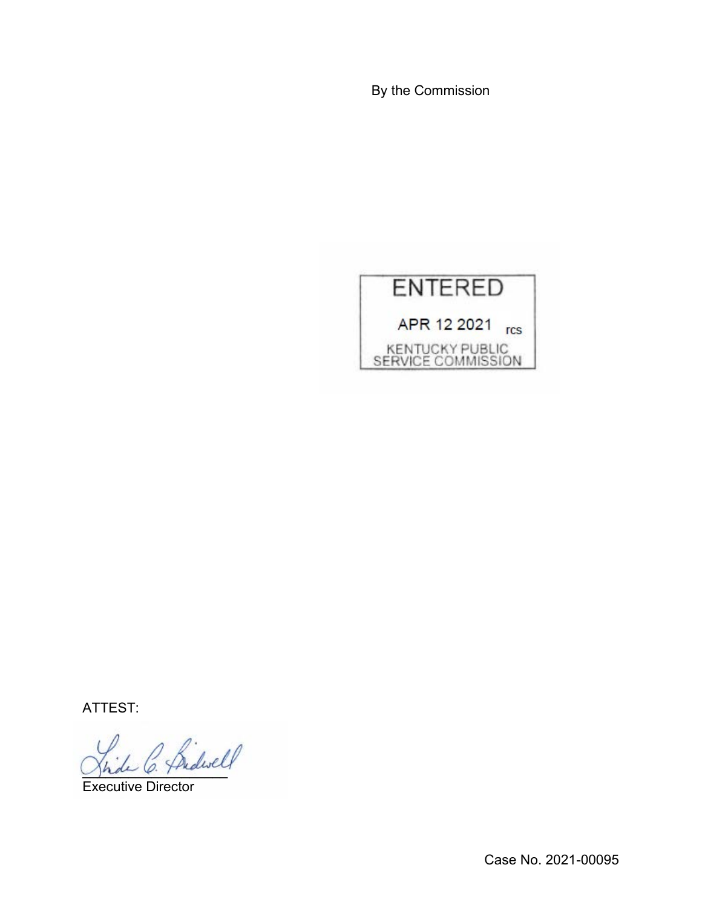By the Commission

ENTERED

APR 12 2021 rcs

KENTUCKY PUBLIC SERVICE COMMISSION

ATTEST:

Executive Director

Case No. 2021-00095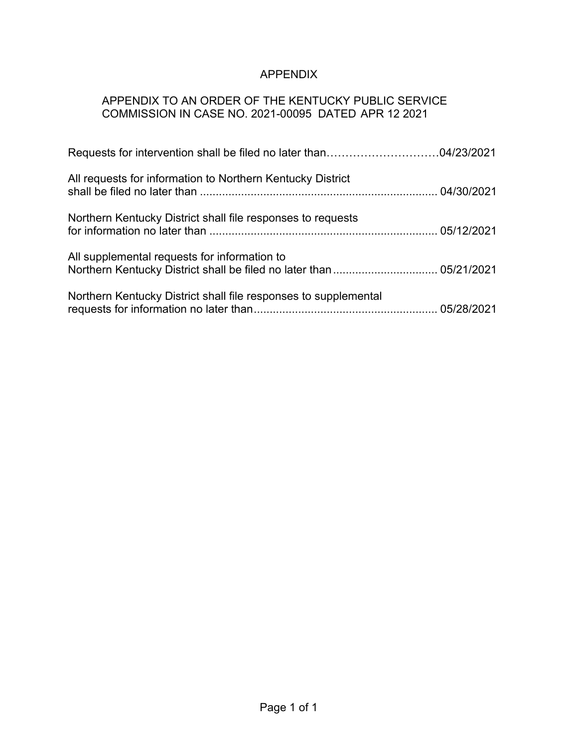# APPENDIX

## APPENDIX TO AN ORDER OF THE KENTUCKY PUBLIC SERVICE COMMISSION IN CASE NO. 2021-00095 DATED APR 12 2021

Requests for intervention shall be filed no later than…………………………04/23/2021

All requests for information to Northern Kentucky District shall be filed no later than ........................................................................... 04/30/2021

Northern Kentucky District shall file responses to requests for information no later than ........................................................................ 05/12/2021

All supplemental requests for information to Northern Kentucky District shall be filed no later than ................................. 05/21/2021

Northern Kentucky District shall file responses to supplemental requests for information no later than.......................................................... 05/28/2021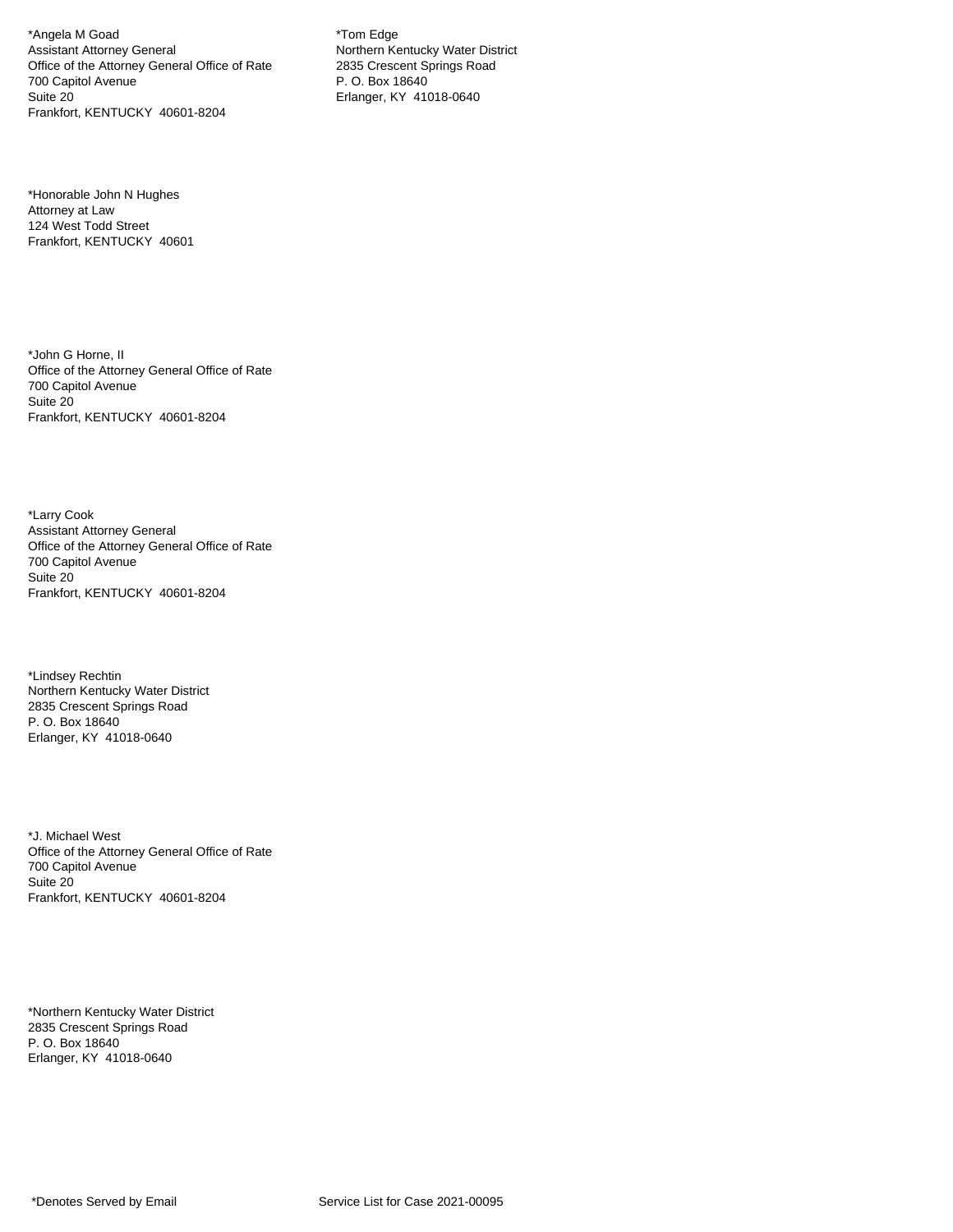*Angela M Goad
Assistant Attorney General
Office of the Attorney General Office of Rate
700 Capitol Avenue
Suite 20
Frankfort, KENTUCKY 40601-8204

*Tom Edge
Northern Kentucky Water District
2835 Crescent Springs Road
P. O. Box 18640
Erlanger, KY 41018-0640

*Honorable John N Hughes
Attorney at Law
124 West Todd Street
Frankfort, KENTUCKY 40601

*John G Horne, II
Office of the Attorney General Office of Rate
700 Capitol Avenue
Suite 20
Frankfort, KENTUCKY 40601-8204

*Larry Cook
Assistant Attorney General
Office of the Attorney General Office of Rate
700 Capitol Avenue
Suite 20
Frankfort, KENTUCKY 40601-8204

*Lindsey Rechtin
Northern Kentucky Water District
2835 Crescent Springs Road
P. O. Box 18640
Erlanger, KY 41018-0640

*J. Michael West
Office of the Attorney General Office of Rate
700 Capitol Avenue
Suite 20
Frankfort, KENTUCKY 40601-8204

*Northern Kentucky Water District
2835 Crescent Springs Road
P. O. Box 18640
Erlanger, KY 41018-0640

*Denotes Served by Email

Service List for Case 2021-00095